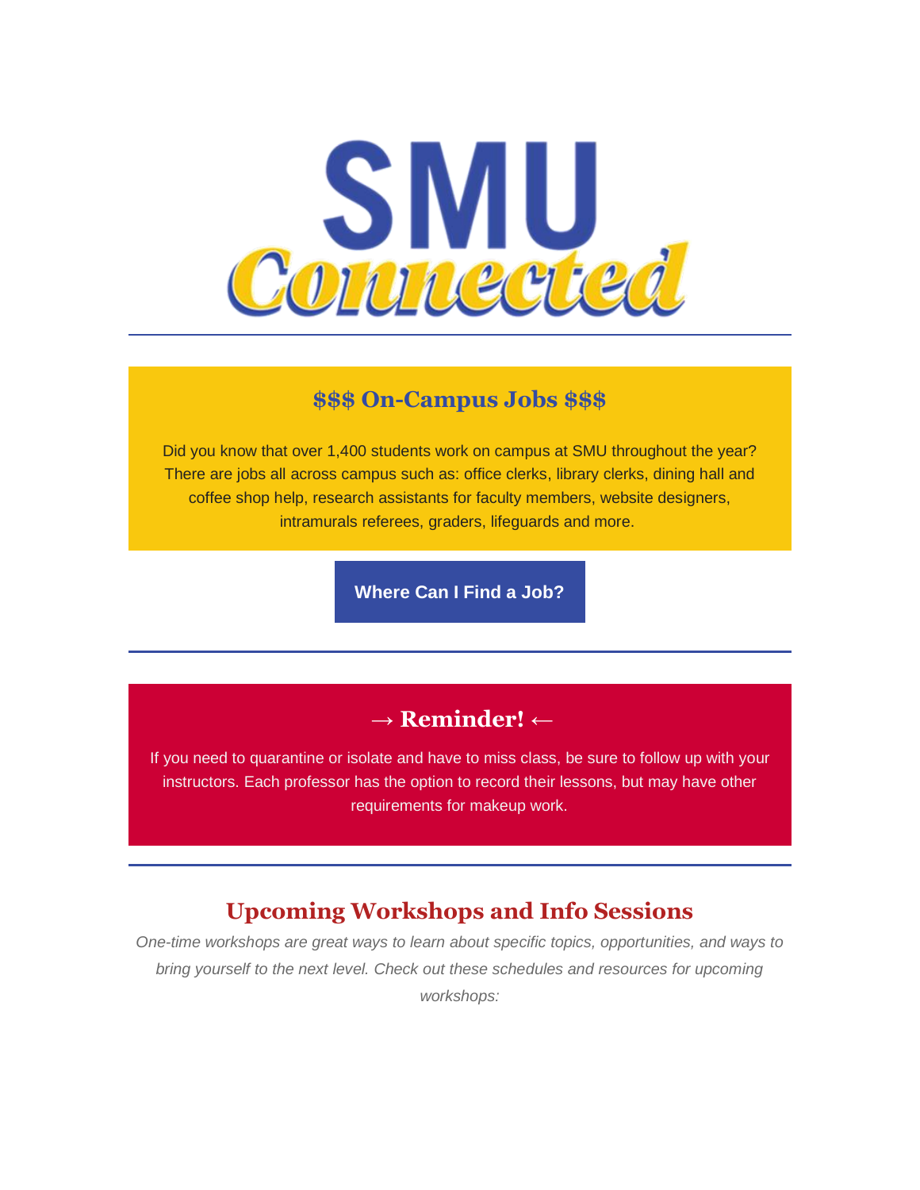# SMU Connected

---

## $$$ On-Campus Jobs $$$

Did you know that over 1,400 students work on campus at SMU throughout the year? There are jobs all across campus such as: office clerks, library clerks, dining hall and coffee shop help, research assistants for faculty members, website designers, intramurals referees, graders, lifeguards and more.

**Where Can I Find a Job?**

---

## → Reminder! ←

If you need to quarantine or isolate and have to miss class, be sure to follow up with your instructors. Each professor has the option to record their lessons, but may have other requirements for makeup work.

---

## Upcoming Workshops and Info Sessions

*One-time workshops are great ways to learn about specific topics, opportunities, and ways to bring yourself to the next level. Check out these schedules and resources for upcoming workshops:*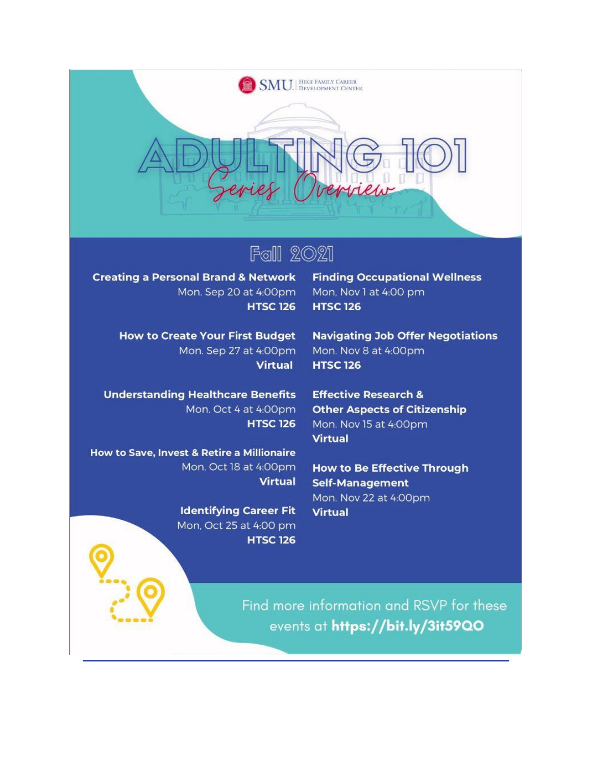SMU. | Hegi Family Career Development Center

# ADULTING 101

## Series Overview

### Fall 2021

**Creating a Personal Brand & Network**
Mon. Sep 20 at 4:00pm
**HTSC 126**

**How to Create Your First Budget**
Mon. Sep 27 at 4:00pm
**Virtual**

**Understanding Healthcare Benefits**
Mon. Oct 4 at 4:00pm
**HTSC 126**

**How to Save, Invest & Retire a Millionaire**
Mon. Oct 18 at 4:00pm
**Virtual**

**Identifying Career Fit**
Mon, Oct 25 at 4:00 pm
**HTSC 126**

**Finding Occupational Wellness**
Mon, Nov 1 at 4:00 pm
**HTSC 126**

**Navigating Job Offer Negotiations**
Mon. Nov 8 at 4:00pm
**HTSC 126**

**Effective Research & Other Aspects of Citizenship**
Mon. Nov 15 at 4:00pm
**Virtual**

**How to Be Effective Through Self-Management**
Mon. Nov 22 at 4:00pm
**Virtual**

Find more information and RSVP for these events at **https://bit.ly/3it59QO**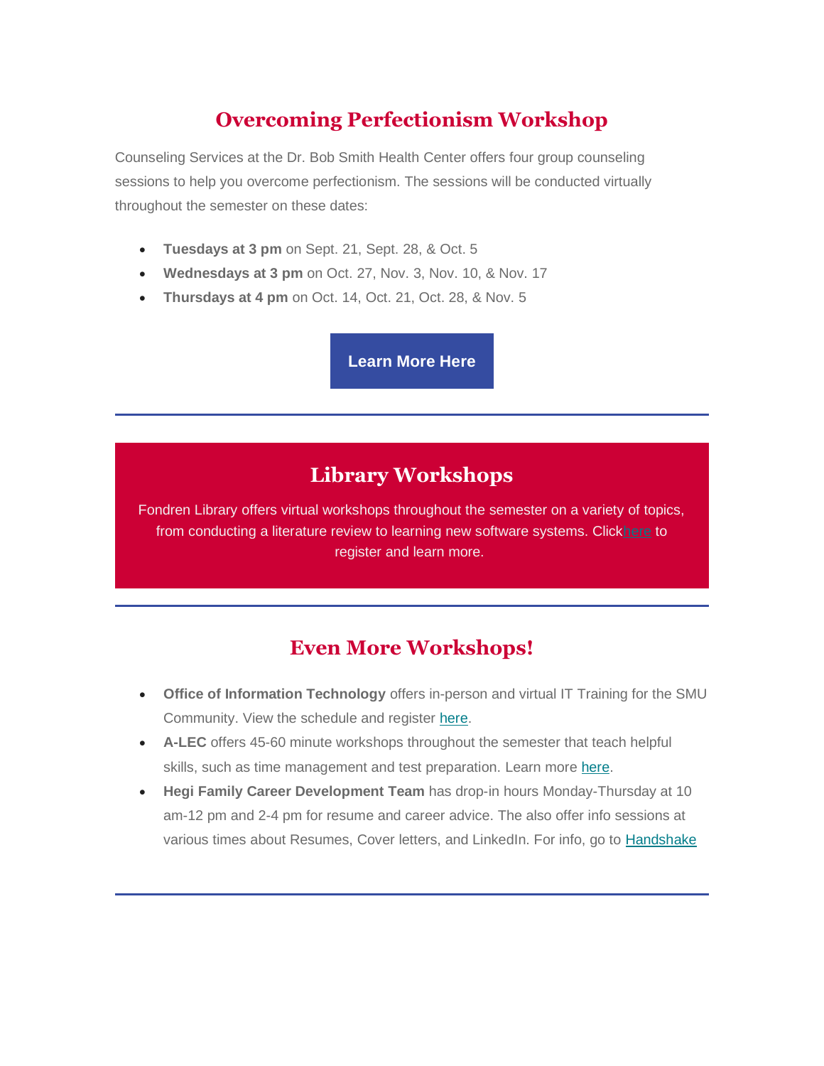## Overcoming Perfectionism Workshop

Counseling Services at the Dr. Bob Smith Health Center offers four group counseling sessions to help you overcome perfectionism. The sessions will be conducted virtually throughout the semester on these dates:

- **Tuesdays at 3 pm** on Sept. 21, Sept. 28, & Oct. 5
- **Wednesdays at 3 pm** on Oct. 27, Nov. 3, Nov. 10, & Nov. 17
- **Thursdays at 4 pm** on Oct. 14, Oct. 21, Oct. 28, & Nov. 5

**Learn More Here**

---

## Library Workshops

Fondren Library offers virtual workshops throughout the semester on a variety of topics, from conducting a literature review to learning new software systems. Clickhere to register and learn more.

---

## Even More Workshops!

- **Office of Information Technology** offers in-person and virtual IT Training for the SMU Community. View the schedule and register here.
- **A-LEC** offers 45-60 minute workshops throughout the semester that teach helpful skills, such as time management and test preparation. Learn more here.
- **Hegi Family Career Development Team** has drop-in hours Monday-Thursday at 10 am-12 pm and 2-4 pm for resume and career advice. The also offer info sessions at various times about Resumes, Cover letters, and LinkedIn. For info, go to Handshake

---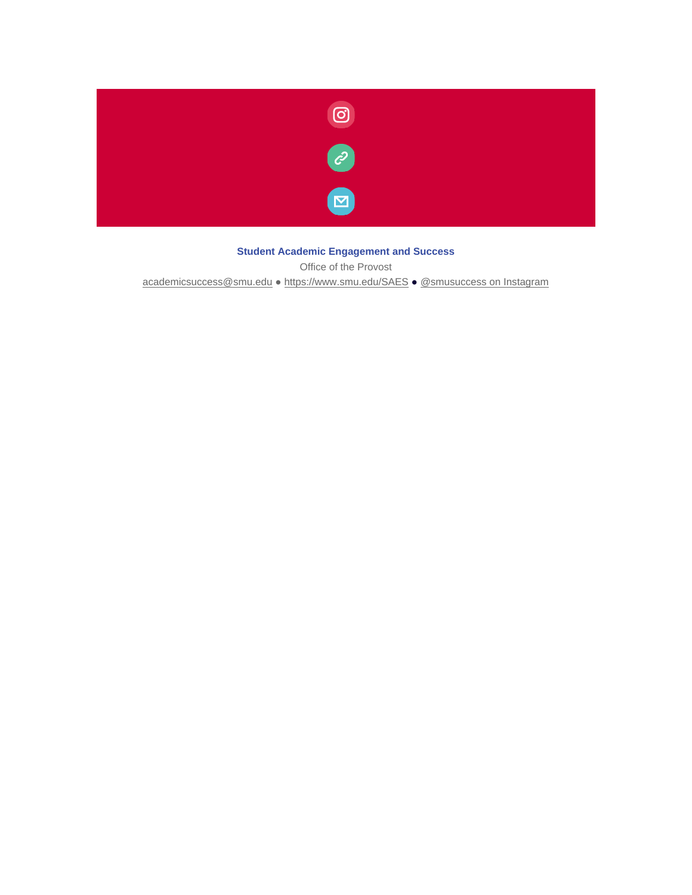**Student Academic Engagement and Success**

Office of the Provost

academicsuccess@smu.edu ● https://www.smu.edu/SAES ● @smusuccess on Instagram